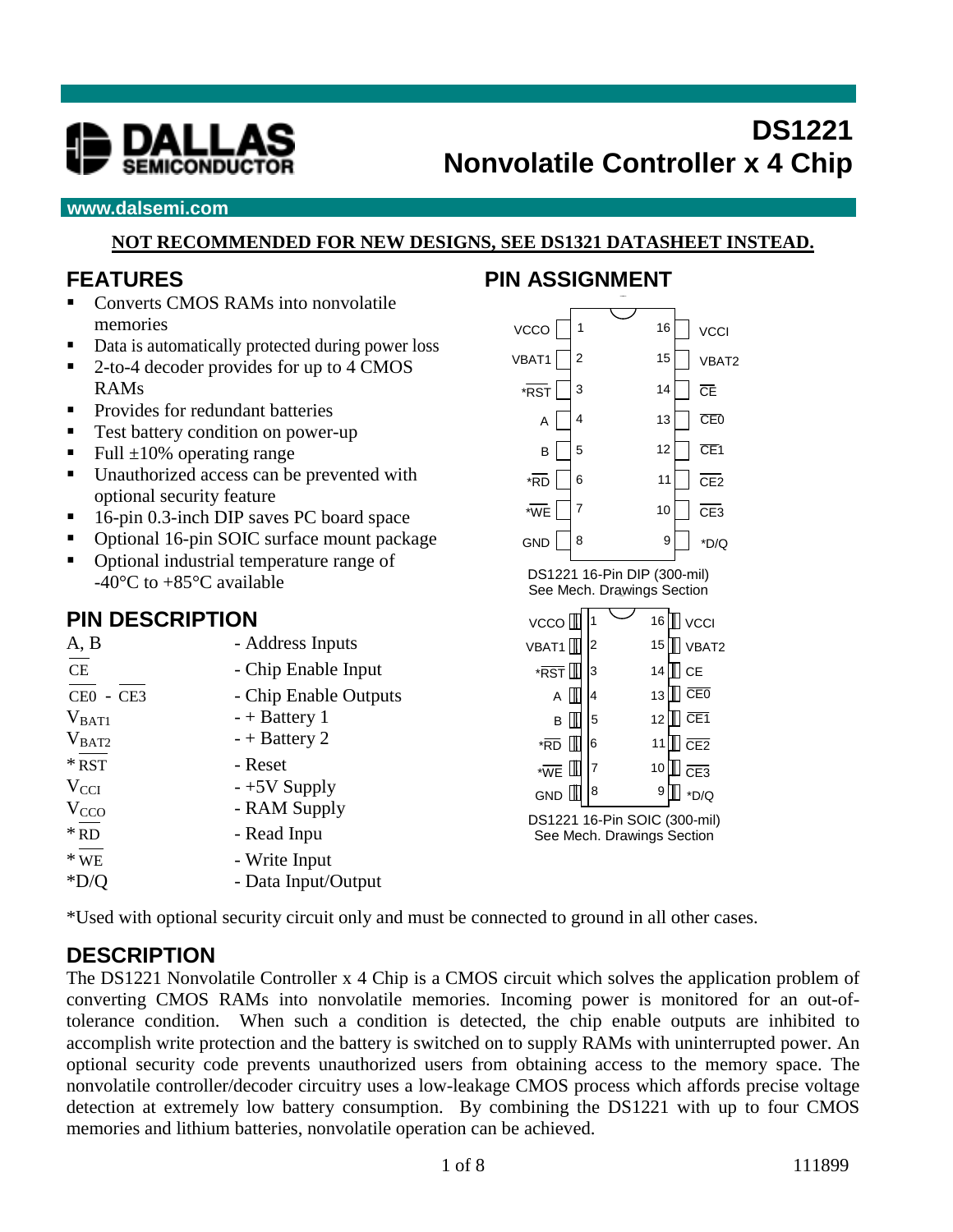# DS1221 Nonvolatile Controller x 4 Chip

DALLAS SEMICONDUCTOR

www.dalsemi.com

**NOT RECOMMENDED FOR NEW DESIGNS, SEE DS1321 DATASHEET INSTEAD.**

## FEATURES

- Converts CMOS RAMs into nonvolatile memories
- Data is automatically protected during power loss
- 2-to-4 decoder provides for up to 4 CMOS RAMs
- Provides for redundant batteries
- Test battery condition on power-up
- Full ±10% operating range
- Unauthorized access can be prevented with optional security feature
- 16-pin 0.3-inch DIP saves PC board space
- Optional 16-pin SOIC surface mount package
- Optional industrial temperature range of -40°C to +85°C available

## PIN ASSIGNMENT

| Pin | Name | Pin | Name |
|---|---|---|---|
| 1 | VCCO | 16 | VCCI |
| 2 | VBAT1 | 15 | VBAT2 |
| 3 | *RST | 14 | CE |
| 4 | A | 13 | CE0 |
| 5 | B | 12 | CE1 |
| 6 | *RD | 11 | CE2 |
| 7 | *WE | 10 | CE3 |
| 8 | GND | 9 | *D/Q |

DS1221 16-Pin DIP (300-mil)
See Mech. Drawings Section

DS1221 16-Pin SOIC (300-mil)
See Mech. Drawings Section

## PIN DESCRIPTION

| Pin | Description |
|---|---|
| A, B | - Address Inputs |
| CE | - Chip Enable Input |
| CE0 - CE3 | - Chip Enable Outputs |
| $V_{BAT1}$ | - + Battery 1 |
| $V_{BAT2}$ | - + Battery 2 |
| * RST | - Reset |
| $V_{CCI}$ | - +5V Supply |
| $V_{CCO}$ | - RAM Supply |
| * RD | - Read Inpu |
| * WE | - Write Input |
| *D/Q | - Data Input/Output |

*Used with optional security circuit only and must be connected to ground in all other cases.

## DESCRIPTION

The DS1221 Nonvolatile Controller x 4 Chip is a CMOS circuit which solves the application problem of converting CMOS RAMs into nonvolatile memories. Incoming power is monitored for an out-of-tolerance condition. When such a condition is detected, the chip enable outputs are inhibited to accomplish write protection and the battery is switched on to supply RAMs with uninterrupted power. An optional security code prevents unauthorized users from obtaining access to the memory space. The nonvolatile controller/decoder circuitry uses a low-leakage CMOS process which affords precise voltage detection at extremely low battery consumption. By combining the DS1221 with up to four CMOS memories and lithium batteries, nonvolatile operation can be achieved.

111899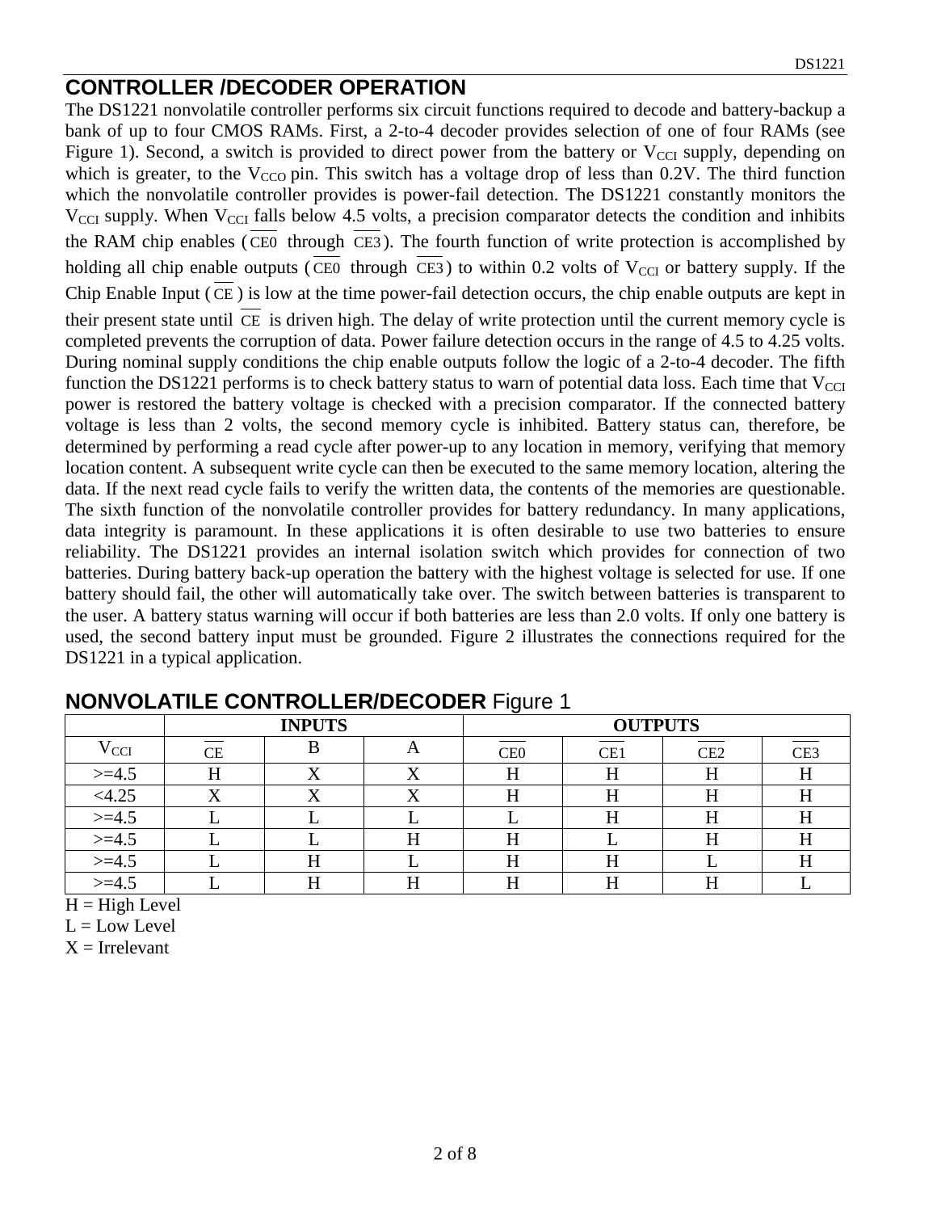## CONTROLLER /DECODER OPERATION

The DS1221 nonvolatile controller performs six circuit functions required to decode and battery-backup a bank of up to four CMOS RAMs. First, a 2-to-4 decoder provides selection of one of four RAMs (see Figure 1). Second, a switch is provided to direct power from the battery or $V_{CCI}$ supply, depending on which is greater, to the $V_{CCO}$ pin. This switch has a voltage drop of less than 0.2V. The third function which the nonvolatile controller provides is power-fail detection. The DS1221 constantly monitors the $V_{CCI}$ supply. When $V_{CCI}$ falls below 4.5 volts, a precision comparator detects the condition and inhibits the RAM chip enables ($\overline{CE0}$ through $\overline{CE3}$). The fourth function of write protection is accomplished by holding all chip enable outputs ($\overline{CE0}$ through $\overline{CE3}$) to within 0.2 volts of $V_{CCI}$ or battery supply. If the Chip Enable Input ($\overline{CE}$) is low at the time power-fail detection occurs, the chip enable outputs are kept in their present state until $\overline{CE}$ is driven high. The delay of write protection until the current memory cycle is completed prevents the corruption of data. Power failure detection occurs in the range of 4.5 to 4.25 volts. During nominal supply conditions the chip enable outputs follow the logic of a 2-to-4 decoder. The fifth function the DS1221 performs is to check battery status to warn of potential data loss. Each time that $V_{CCI}$ power is restored the battery voltage is checked with a precision comparator. If the connected battery voltage is less than 2 volts, the second memory cycle is inhibited. Battery status can, therefore, be determined by performing a read cycle after power-up to any location in memory, verifying that memory location content. A subsequent write cycle can then be executed to the same memory location, altering the data. If the next read cycle fails to verify the written data, the contents of the memories are questionable. The sixth function of the nonvolatile controller provides for battery redundancy. In many applications, data integrity is paramount. In these applications it is often desirable to use two batteries to ensure reliability. The DS1221 provides an internal isolation switch which provides for connection of two batteries. During battery back-up operation the battery with the highest voltage is selected for use. If one battery should fail, the other will automatically take over. The switch between batteries is transparent to the user. A battery status warning will occur if both batteries are less than 2.0 volts. If only one battery is used, the second battery input must be grounded. Figure 2 illustrates the connections required for the DS1221 in a typical application.

## NONVOLATILE CONTROLLER/DECODER Figure 1

| | INPUTS | | | OUTPUTS | | | |
|---|---|---|---|---|---|---|---|
| $V_{CCI}$ | $\overline{CE}$ | B | A | $\overline{CE0}$ | $\overline{CE1}$ | $\overline{CE2}$ | $\overline{CE3}$ |
| >=4.5 | H | X | X | H | H | H | H |
| <4.25 | X | X | X | H | H | H | H |
| >=4.5 | L | L | L | L | H | H | H |
| >=4.5 | L | L | H | H | L | H | H |
| >=4.5 | L | H | L | H | H | L | H |
| >=4.5 | L | H | H | H | H | H | L |

H = High Level

L = Low Level

X = Irrelevant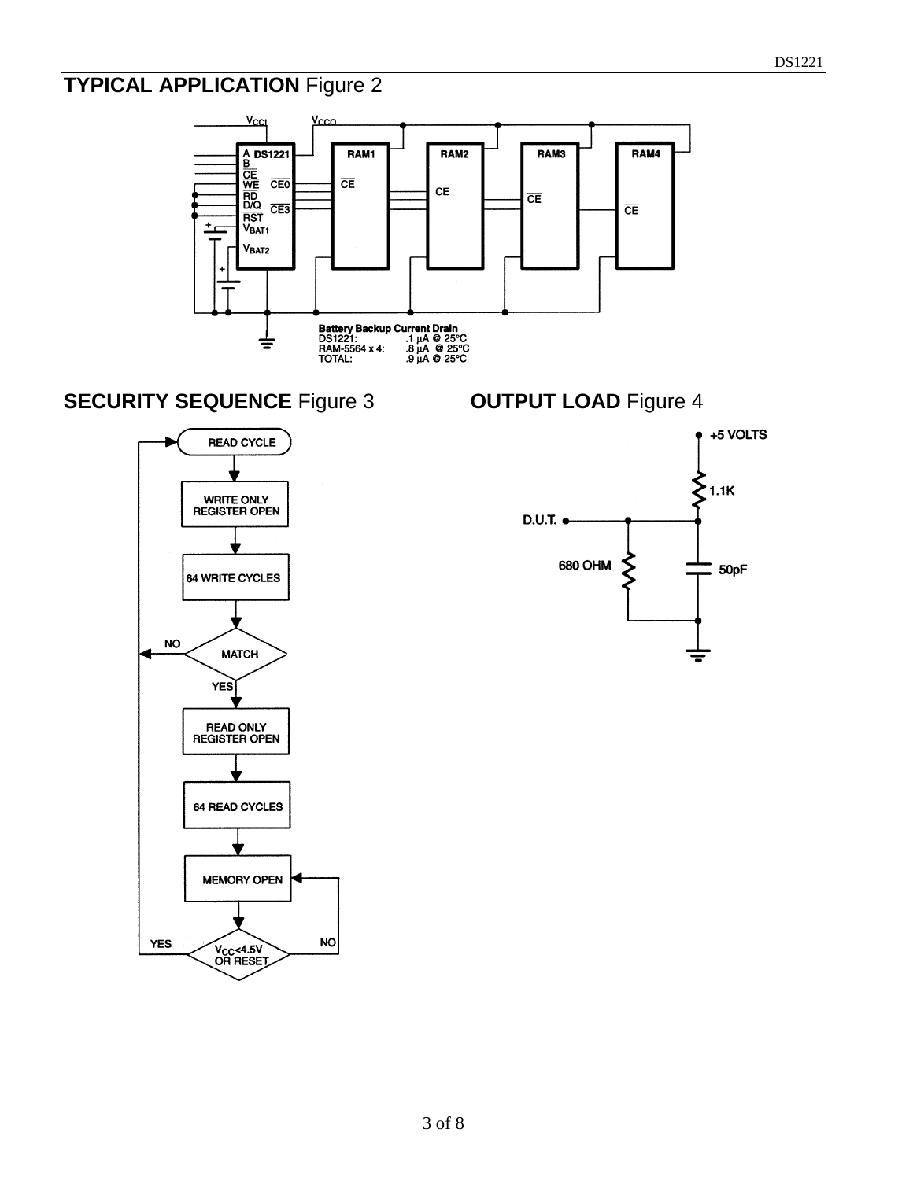## TYPICAL APPLICATION Figure 2

Battery Backup Current Drain

| | |
|---|---|
| DS1221: | .1 µA @ 25°C |
| RAM-5564 x 4: | .8 µA @ 25°C |
| TOTAL: | .9 µA @ 25°C |

## SECURITY SEQUENCE Figure 3

READ CYCLE → WRITE ONLY REGISTER OPEN → 64 WRITE CYCLES → MATCH (NO: return to READ CYCLE; YES: continue) → READ ONLY REGISTER OPEN → 64 READ CYCLES → MEMORY OPEN → $V_{CC}$<4.5V OR RESET (YES: return to READ CYCLE; NO: return to MEMORY OPEN)

## OUTPUT LOAD Figure 4

+5 VOLTS, 1.1K, D.U.T., 680 OHM, 50pF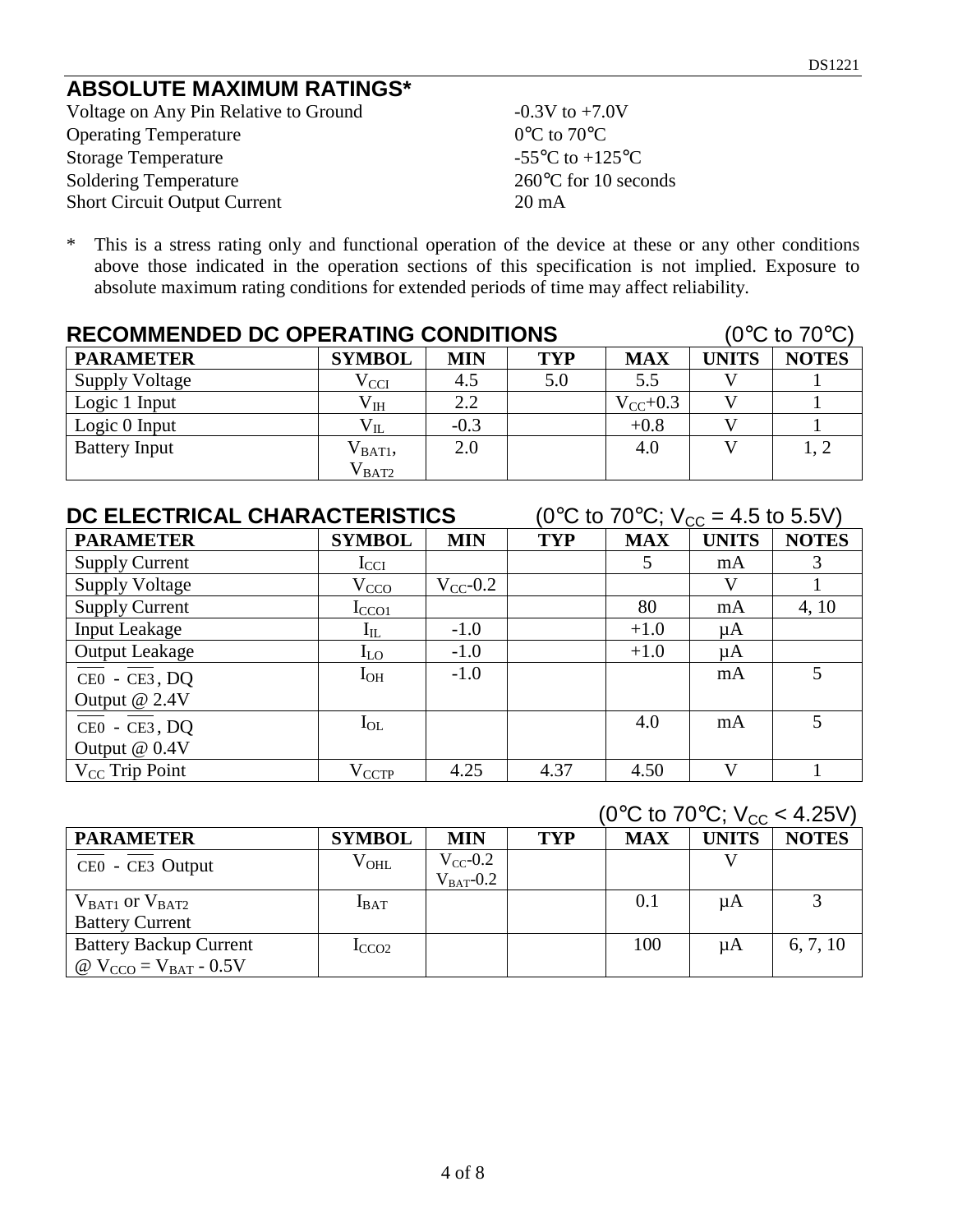## ABSOLUTE MAXIMUM RATINGS*

| | |
|---|---|
| Voltage on Any Pin Relative to Ground | -0.3V to +7.0V |
| Operating Temperature | 0°C to 70°C |
| Storage Temperature | -55°C to +125°C |
| Soldering Temperature | 260°C for 10 seconds |
| Short Circuit Output Current | 20 mA |

* This is a stress rating only and functional operation of the device at these or any other conditions above those indicated in the operation sections of this specification is not implied. Exposure to absolute maximum rating conditions for extended periods of time may affect reliability.

## RECOMMENDED DC OPERATING CONDITIONS (0°C to 70°C)

| PARAMETER | SYMBOL | MIN | TYP | MAX | UNITS | NOTES |
|---|---|---|---|---|---|---|
| Supply Voltage | $V_{CCI}$ | 4.5 | 5.0 | 5.5 | V | 1 |
| Logic 1 Input | $V_{IH}$ | 2.2 | | $V_{CC}$+0.3 | V | 1 |
| Logic 0 Input | $V_{IL}$ | -0.3 | | +0.8 | V | 1 |
| Battery Input | $V_{BAT1}$, $V_{BAT2}$ | 2.0 | | 4.0 | V | 1, 2 |

## DC ELECTRICAL CHARACTERISTICS (0°C to 70°C; $V_{CC}$ = 4.5 to 5.5V)

| PARAMETER | SYMBOL | MIN | TYP | MAX | UNITS | NOTES |
|---|---|---|---|---|---|---|
| Supply Current | $I_{CCI}$ | | | 5 | mA | 3 |
| Supply Voltage | $V_{CCO}$ | $V_{CC}$-0.2 | | | V | 1 |
| Supply Current | $I_{CCO1}$ | | | 80 | mA | 4, 10 |
| Input Leakage | $I_{IL}$ | -1.0 | | +1.0 | µA | |
| Output Leakage | $I_{LO}$ | -1.0 | | +1.0 | µA | |
| $\overline{CE0}$ - $\overline{CE3}$, DQ Output @ 2.4V | $I_{OH}$ | -1.0 | | | mA | 5 |
| $\overline{CE0}$ - $\overline{CE3}$, DQ Output @ 0.4V | $I_{OL}$ | | | 4.0 | mA | 5 |
| $V_{CC}$ Trip Point | $V_{CCTP}$ | 4.25 | 4.37 | 4.50 | V | 1 |

(0°C to 70°C; $V_{CC}$ < 4.25V)

| PARAMETER | SYMBOL | MIN | TYP | MAX | UNITS | NOTES |
|---|---|---|---|---|---|---|
| $\overline{CE0}$ - $\overline{CE3}$ Output | $V_{OHL}$ | $V_{CC}$-0.2 $V_{BAT}$-0.2 | | | V | |
| $V_{BAT1}$ or $V_{BAT2}$ Battery Current | $I_{BAT}$ | | | 0.1 | µA | 3 |
| Battery Backup Current @ $V_{CCO}$ = $V_{BAT}$ - 0.5V | $I_{CCO2}$ | | | 100 | µA | 6, 7, 10 |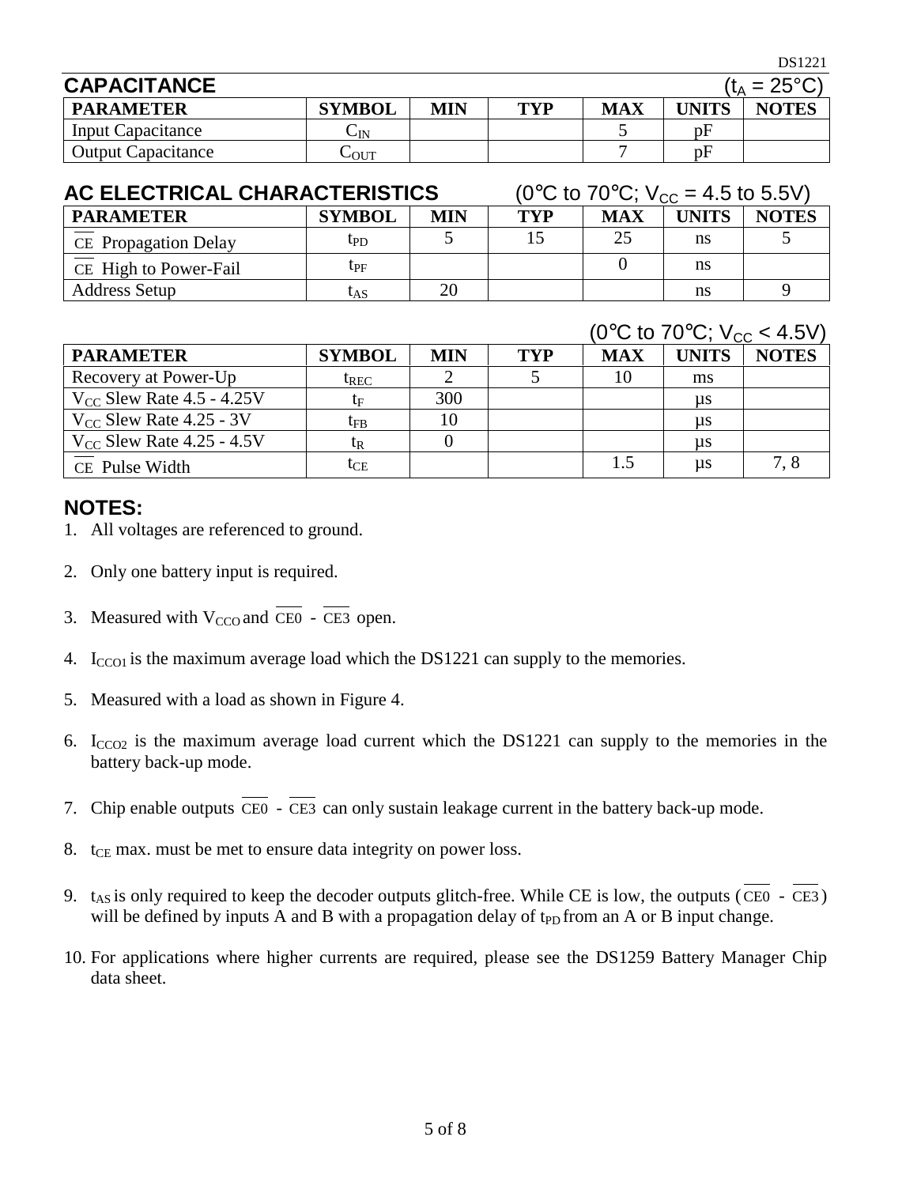## CAPACITANCE

($t_A = 25°C$)

| PARAMETER | SYMBOL | MIN | TYP | MAX | UNITS | NOTES |
|---|---|---|---|---|---|---|
| Input Capacitance | $C_{IN}$ | | | 5 | pF | |
| Output Capacitance | $C_{OUT}$ | | | 7 | pF | |

## AC ELECTRICAL CHARACTERISTICS

(0°C to 70°C; $V_{CC}$ = 4.5 to 5.5V)

| PARAMETER | SYMBOL | MIN | TYP | MAX | UNITS | NOTES |
|---|---|---|---|---|---|---|
| $\overline{CE}$ Propagation Delay | $t_{PD}$ | 5 | 15 | 25 | ns | 5 |
| $\overline{CE}$ High to Power-Fail | $t_{PF}$ | | | 0 | ns | |
| Address Setup | $t_{AS}$ | 20 | | | ns | 9 |

(0°C to 70°C; $V_{CC}$ < 4.5V)

| PARAMETER | SYMBOL | MIN | TYP | MAX | UNITS | NOTES |
|---|---|---|---|---|---|---|
| Recovery at Power-Up | $t_{REC}$ | 2 | 5 | 10 | ms | |
| $V_{CC}$ Slew Rate 4.5 - 4.25V | $t_F$ | 300 | | | µs | |
| $V_{CC}$ Slew Rate 4.25 - 3V | $t_{FB}$ | 10 | | | µs | |
| $V_{CC}$ Slew Rate 4.25 - 4.5V | $t_R$ | 0 | | | µs | |
| $\overline{CE}$ Pulse Width | $t_{CE}$ | | | 1.5 | µs | 7, 8 |

## NOTES:

1. All voltages are referenced to ground.
2. Only one battery input is required.
3. Measured with $V_{CCO}$ and $\overline{CE0}$ - $\overline{CE3}$ open.
4. $I_{CCO1}$ is the maximum average load which the DS1221 can supply to the memories.
5. Measured with a load as shown in Figure 4.
6. $I_{CCO2}$ is the maximum average load current which the DS1221 can supply to the memories in the battery back-up mode.
7. Chip enable outputs $\overline{CE0}$ - $\overline{CE3}$ can only sustain leakage current in the battery back-up mode.
8. $t_{CE}$ max. must be met to ensure data integrity on power loss.
9. $t_{AS}$ is only required to keep the decoder outputs glitch-free. While CE is low, the outputs ($\overline{CE0}$ - $\overline{CE3}$) will be defined by inputs A and B with a propagation delay of $t_{PD}$ from an A or B input change.
10. For applications where higher currents are required, please see the DS1259 Battery Manager Chip data sheet.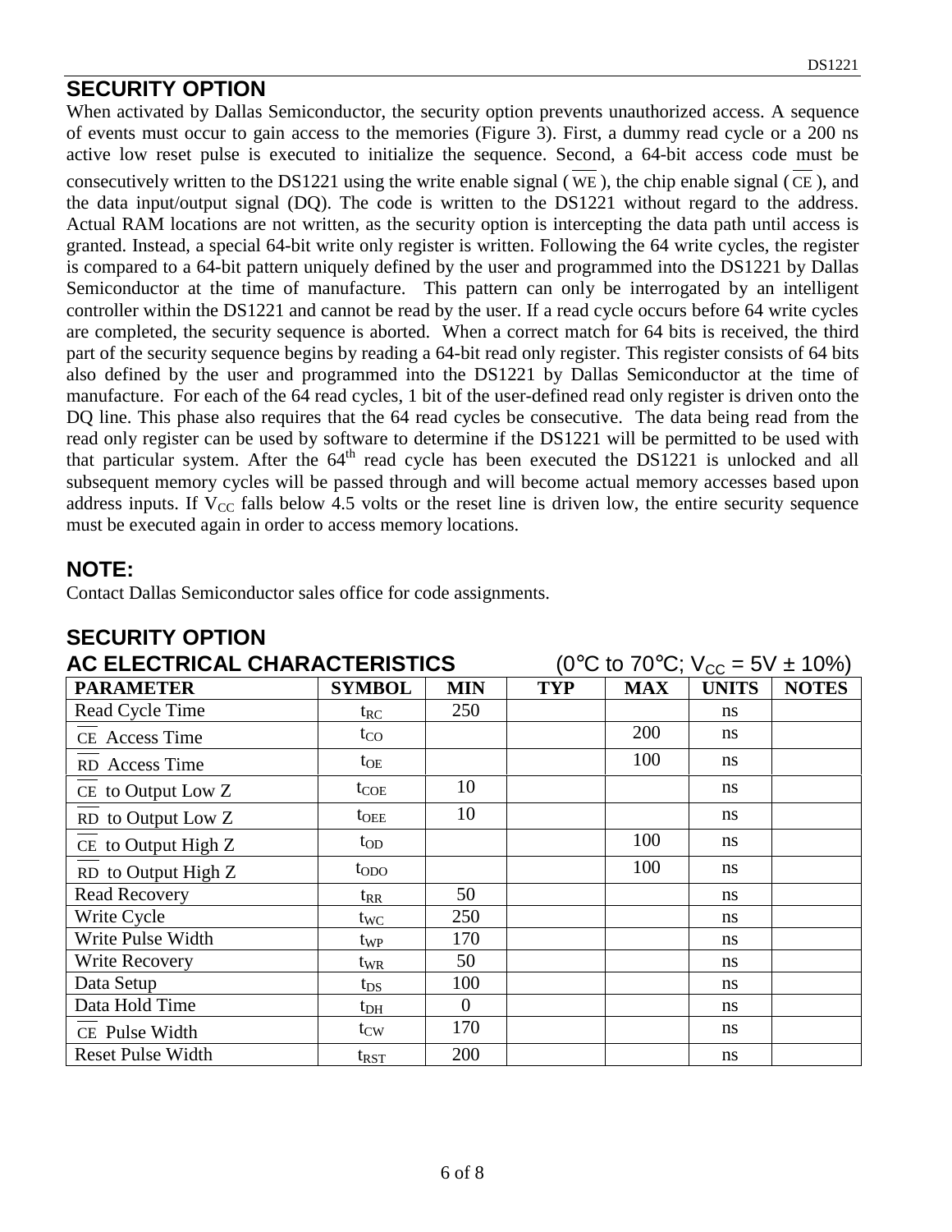## SECURITY OPTION

When activated by Dallas Semiconductor, the security option prevents unauthorized access. A sequence of events must occur to gain access to the memories (Figure 3). First, a dummy read cycle or a 200 ns active low reset pulse is executed to initialize the sequence. Second, a 64-bit access code must be consecutively written to the DS1221 using the write enable signal ($\overline{WE}$), the chip enable signal ($\overline{CE}$), and the data input/output signal (DQ). The code is written to the DS1221 without regard to the address. Actual RAM locations are not written, as the security option is intercepting the data path until access is granted. Instead, a special 64-bit write only register is written. Following the 64 write cycles, the register is compared to a 64-bit pattern uniquely defined by the user and programmed into the DS1221 by Dallas Semiconductor at the time of manufacture. This pattern can only be interrogated by an intelligent controller within the DS1221 and cannot be read by the user. If a read cycle occurs before 64 write cycles are completed, the security sequence is aborted. When a correct match for 64 bits is received, the third part of the security sequence begins by reading a 64-bit read only register. This register consists of 64 bits also defined by the user and programmed into the DS1221 by Dallas Semiconductor at the time of manufacture. For each of the 64 read cycles, 1 bit of the user-defined read only register is driven onto the DQ line. This phase also requires that the 64 read cycles be consecutive. The data being read from the read only register can be used by software to determine if the DS1221 will be permitted to be used with that particular system. After the 64th read cycle has been executed the DS1221 is unlocked and all subsequent memory cycles will be passed through and will become actual memory accesses based upon address inputs. If $V_{CC}$ falls below 4.5 volts or the reset line is driven low, the entire security sequence must be executed again in order to access memory locations.

## NOTE:

Contact Dallas Semiconductor sales office for code assignments.

## SECURITY OPTION
## AC ELECTRICAL CHARACTERISTICS (0°C to 70°C; $V_{CC}$ = 5V ± 10%)

| PARAMETER | SYMBOL | MIN | TYP | MAX | UNITS | NOTES |
|---|---|---|---|---|---|---|
| Read Cycle Time | $t_{RC}$ | 250 | | | ns | |
| $\overline{CE}$ Access Time | $t_{CO}$ | | | 200 | ns | |
| $\overline{RD}$ Access Time | $t_{OE}$ | | | 100 | ns | |
| $\overline{CE}$ to Output Low Z | $t_{COE}$ | 10 | | | ns | |
| $\overline{RD}$ to Output Low Z | $t_{OEE}$ | 10 | | | ns | |
| $\overline{CE}$ to Output High Z | $t_{OD}$ | | | 100 | ns | |
| $\overline{RD}$ to Output High Z | $t_{ODO}$ | | | 100 | ns | |
| Read Recovery | $t_{RR}$ | 50 | | | ns | |
| Write Cycle | $t_{WC}$ | 250 | | | ns | |
| Write Pulse Width | $t_{WP}$ | 170 | | | ns | |
| Write Recovery | $t_{WR}$ | 50 | | | ns | |
| Data Setup | $t_{DS}$ | 100 | | | ns | |
| Data Hold Time | $t_{DH}$ | 0 | | | ns | |
| $\overline{CE}$ Pulse Width | $t_{CW}$ | 170 | | | ns | |
| Reset Pulse Width | $t_{RST}$ | 200 | | | ns | |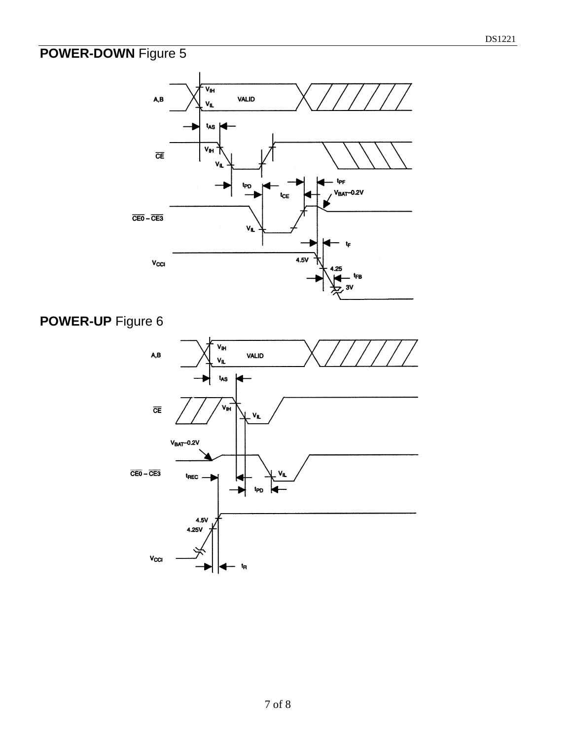## POWER-DOWN Figure 5

## POWER-UP Figure 6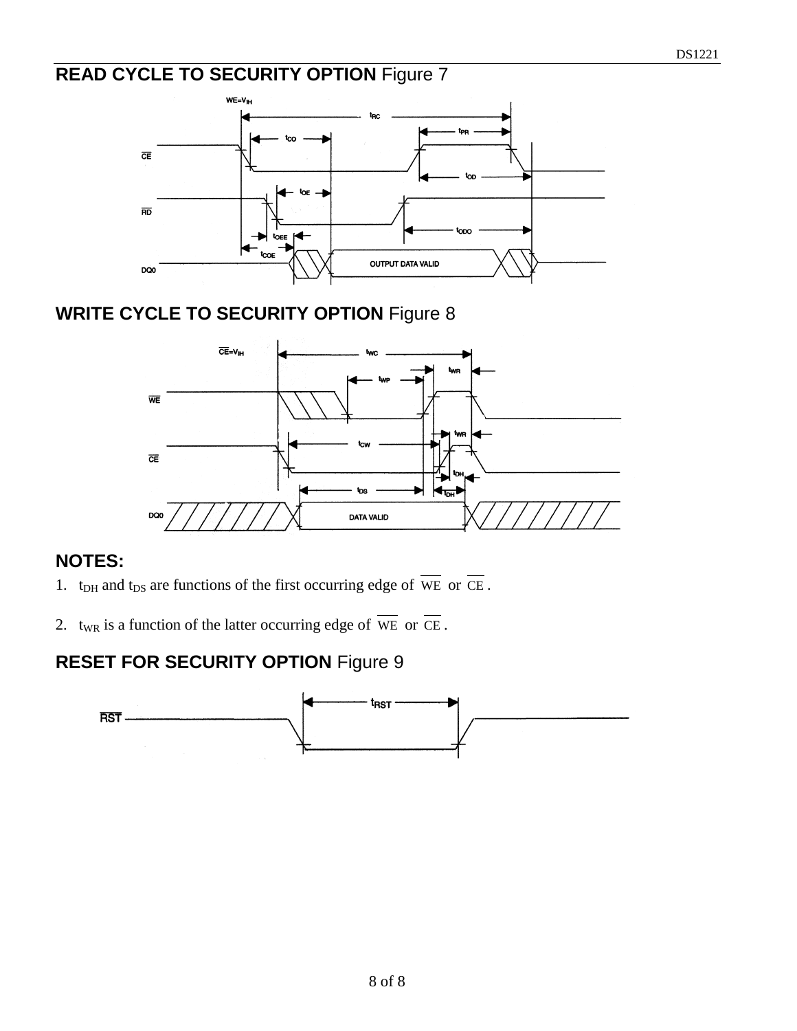## READ CYCLE TO SECURITY OPTION Figure 7

WE=$V_{IH}$

$t_{RC}$

$t_{CO}$

$t_{PR}$

$\overline{CE}$

$t_{OD}$

$t_{OE}$

$\overline{RD}$

$t_{ODO}$

$t_{OEE}$

$t_{COE}$

OUTPUT DATA VALID

DQ0

## WRITE CYCLE TO SECURITY OPTION Figure 8

$\overline{CE}$=$V_{IH}$

$t_{WC}$

$t_{WR}$

$t_{WP}$

$\overline{WE}$

$t_{WR}$

$t_{CW}$

$\overline{CE}$

$t_{DH}$

$t_{DS}$

$t_{DH}$

DQ0

DATA VALID

## NOTES:

1. $t_{DH}$ and $t_{DS}$ are functions of the first occurring edge of $\overline{WE}$ or $\overline{CE}$.

2. $t_{WR}$ is a function of the latter occurring edge of $\overline{WE}$ or $\overline{CE}$.

## RESET FOR SECURITY OPTION Figure 9

$\overline{RST}$

$t_{RST}$